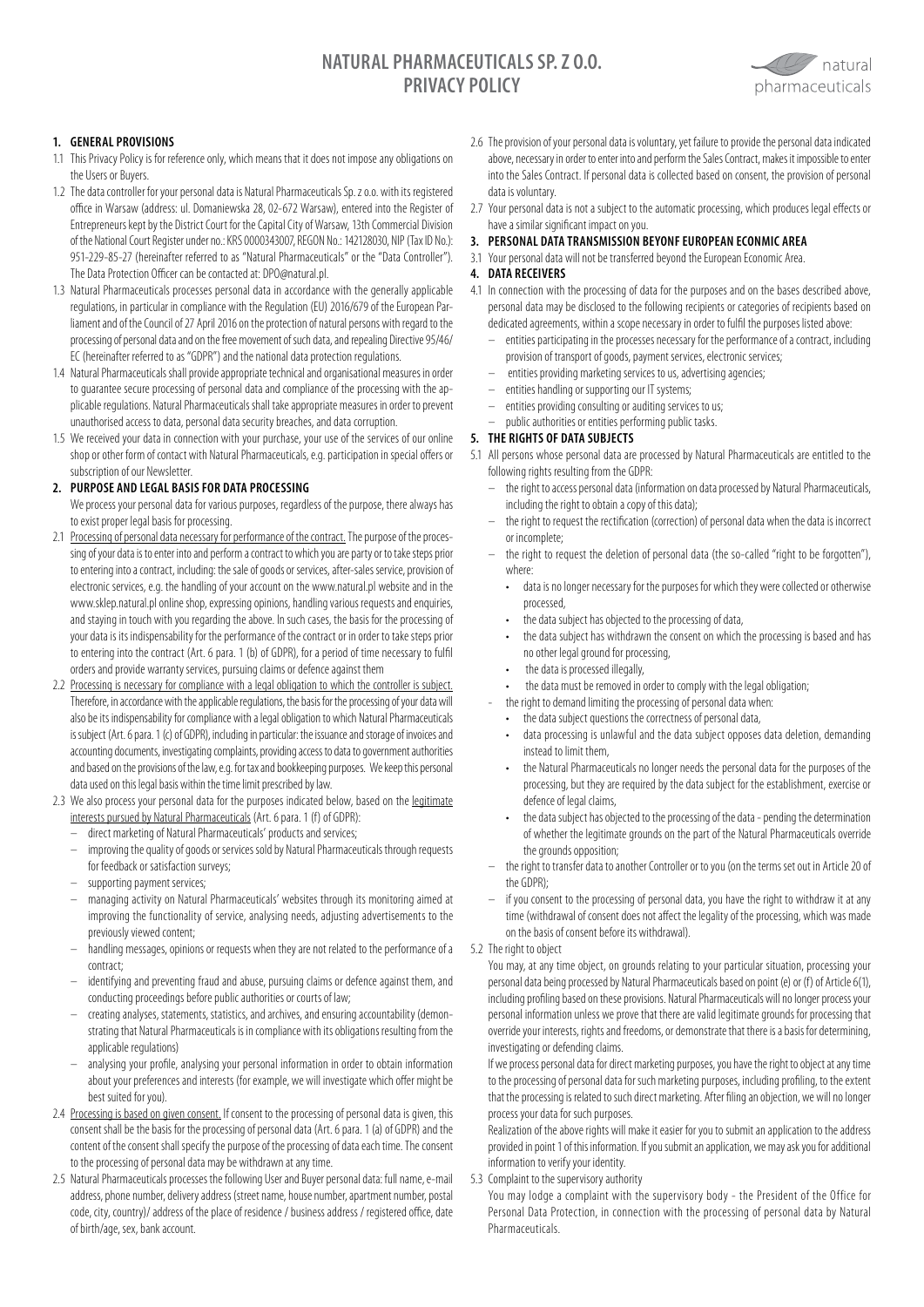# NATURAL PHARMACEUTICALS SP. Z O.O.
# PRIVACY POLICY

## 1. GENERAL PROVISIONS

1.1 This Privacy Policy is for reference only, which means that it does not impose any obligations on the Users or Buyers.

1.2 The data controller for your personal data is Natural Pharmaceuticals Sp. z o.o. with its registered office in Warsaw (address: ul. Domaniewska 28, 02-672 Warsaw), entered into the Register of Entrepreneurs kept by the District Court for the Capital City of Warsaw, 13th Commercial Division of the National Court Register under no.: KRS 0000343007, REGON No.: 142128030, NIP (Tax ID No.): 951-229-85-27 (hereinafter referred to as "Natural Pharmaceuticals" or the "Data Controller"). The Data Protection Officer can be contacted at: DPO@natural.pl.

1.3 Natural Pharmaceuticals processes personal data in accordance with the generally applicable regulations, in particular in compliance with the Regulation (EU) 2016/679 of the European Parliament and of the Council of 27 April 2016 on the protection of natural persons with regard to the processing of personal data and on the free movement of such data, and repealing Directive 95/46/EC (hereinafter referred to as "GDPR") and the national data protection regulations.

1.4 Natural Pharmaceuticals shall provide appropriate technical and organisational measures in order to guarantee secure processing of personal data and compliance of the processing with the applicable regulations. Natural Pharmaceuticals shall take appropriate measures in order to prevent unauthorised access to data, personal data security breaches, and data corruption.

1.5 We received your data in connection with your purchase, your use of the services of our online shop or other form of contact with Natural Pharmaceuticals, e.g. participation in special offers or subscription of our Newsletter.

## 2. PURPOSE AND LEGAL BASIS FOR DATA PROCESSING

We process your personal data for various purposes, regardless of the purpose, there always has to exist proper legal basis for processing.

2.1 Processing of personal data necessary for performance of the contract. The purpose of the processing of your data is to enter into and perform a contract to which you are party or to take steps prior to entering into a contract, including: the sale of goods or services, after-sales service, provision of electronic services, e.g. the handling of your account on the www.natural.pl website and in the www.sklep.natural.pl online shop, expressing opinions, handling various requests and enquiries, and staying in touch with you regarding the above. In such cases, the basis for the processing of your data is its indispensability for the performance of the contract or in order to take steps prior to entering into the contract (Art. 6 para. 1 (b) of GDPR), for a period of time necessary to fulfil orders and provide warranty services, pursuing claims or defence against them

2.2 Processing is necessary for compliance with a legal obligation to which the controller is subject. Therefore, in accordance with the applicable regulations, the basis for the processing of your data will also be its indispensability for compliance with a legal obligation to which Natural Pharmaceuticals is subject (Art. 6 para. 1 (c) of GDPR), including in particular: the issuance and storage of invoices and accounting documents, investigating complaints, providing access to data to government authorities and based on the provisions of the law, e.g. for tax and bookkeeping purposes. We keep this personal data used on this legal basis within the time limit prescribed by law.

2.3 We also process your personal data for the purposes indicated below, based on the legitimate interests pursued by Natural Pharmaceuticals (Art. 6 para. 1 (f) of GDPR):

- direct marketing of Natural Pharmaceuticals' products and services;
- improving the quality of goods or services sold by Natural Pharmaceuticals through requests for feedback or satisfaction surveys;
- supporting payment services;
- managing activity on Natural Pharmaceuticals' websites through its monitoring aimed at improving the functionality of service, analysing needs, adjusting advertisements to the previously viewed content;
- handling messages, opinions or requests when they are not related to the performance of a contract;
- identifying and preventing fraud and abuse, pursuing claims or defence against them, and conducting proceedings before public authorities or courts of law;
- creating analyses, statements, statistics, and archives, and ensuring accountability (demonstrating that Natural Pharmaceuticals is in compliance with its obligations resulting from the applicable regulations)
- analysing your profile, analysing your personal information in order to obtain information about your preferences and interests (for example, we will investigate which offer might be best suited for you).

2.4 Processing is based on given consent. If consent to the processing of personal data is given, this consent shall be the basis for the processing of personal data (Art. 6 para. 1 (a) of GDPR) and the content of the consent shall specify the purpose of the processing of data each time. The consent to the processing of personal data may be withdrawn at any time.

2.5 Natural Pharmaceuticals processes the following User and Buyer personal data: full name, e-mail address, phone number, delivery address (street name, house number, apartment number, postal code, city, country)/ address of the place of residence / business address / registered office, date of birth/age, sex, bank account.

2.6 The provision of your personal data is voluntary, yet failure to provide the personal data indicated above, necessary in order to enter into and perform the Sales Contract, makes it impossible to enter into the Sales Contract. If personal data is collected based on consent, the provision of personal data is voluntary.

2.7 Your personal data is not a subject to the automatic processing, which produces legal effects or have a similar significant impact on you.

## 3. PERSONAL DATA TRANSMISSION BEYONF EUROPEAN ECONMIC AREA

3.1 Your personal data will not be transferred beyond the European Economic Area.

## 4. DATA RECEIVERS

4.1 In connection with the processing of data for the purposes and on the bases described above, personal data may be disclosed to the following recipients or categories of recipients based on dedicated agreements, within a scope necessary in order to fulfil the purposes listed above:

- entities participating in the processes necessary for the performance of a contract, including provision of transport of goods, payment services, electronic services;
- entities providing marketing services to us, advertising agencies;
- entities handling or supporting our IT systems;
- entities providing consulting or auditing services to us;
- public authorities or entities performing public tasks.

## 5. THE RIGHTS OF DATA SUBJECTS

5.1 All persons whose personal data are processed by Natural Pharmaceuticals are entitled to the following rights resulting from the GDPR:

- the right to access personal data (information on data processed by Natural Pharmaceuticals, including the right to obtain a copy of this data);
- the right to request the rectification (correction) of personal data when the data is incorrect or incomplete;
- the right to request the deletion of personal data (the so-called "right to be forgotten"), where:
  - data is no longer necessary for the purposes for which they were collected or otherwise processed,
  - the data subject has objected to the processing of data,
  - the data subject has withdrawn the consent on which the processing is based and has no other legal ground for processing,
  - the data is processed illegally,
  - the data must be removed in order to comply with the legal obligation;
- the right to demand limiting the processing of personal data when:
  - the data subject questions the correctness of personal data,
  - data processing is unlawful and the data subject opposes data deletion, demanding instead to limit them,
  - the Natural Pharmaceuticals no longer needs the personal data for the purposes of the processing, but they are required by the data subject for the establishment, exercise or defence of legal claims,
  - the data subject has objected to the processing of the data - pending the determination of whether the legitimate grounds on the part of the Natural Pharmaceuticals override the grounds opposition;
- the right to transfer data to another Controller or to you (on the terms set out in Article 20 of the GDPR);
- if you consent to the processing of personal data, you have the right to withdraw it at any time (withdrawal of consent does not affect the legality of the processing, which was made on the basis of consent before its withdrawal).

5.2 The right to object

You may, at any time object, on grounds relating to your particular situation, processing your personal data being processed by Natural Pharmaceuticals based on point (e) or (f) of Article 6(1), including profiling based on these provisions. Natural Pharmaceuticals will no longer process your personal information unless we prove that there are valid legitimate grounds for processing that override your interests, rights and freedoms, or demonstrate that there is a basis for determining, investigating or defending claims.

If we process personal data for direct marketing purposes, you have the right to object at any time to the processing of personal data for such marketing purposes, including profiling, to the extent that the processing is related to such direct marketing. After filing an objection, we will no longer process your data for such purposes.

Realization of the above rights will make it easier for you to submit an application to the address provided in point 1 of this information. If you submit an application, we may ask you for additional information to verify your identity.

5.3 Complaint to the supervisory authority

You may lodge a complaint with the supervisory body - the President of the Office for Personal Data Protection, in connection with the processing of personal data by Natural Pharmaceuticals.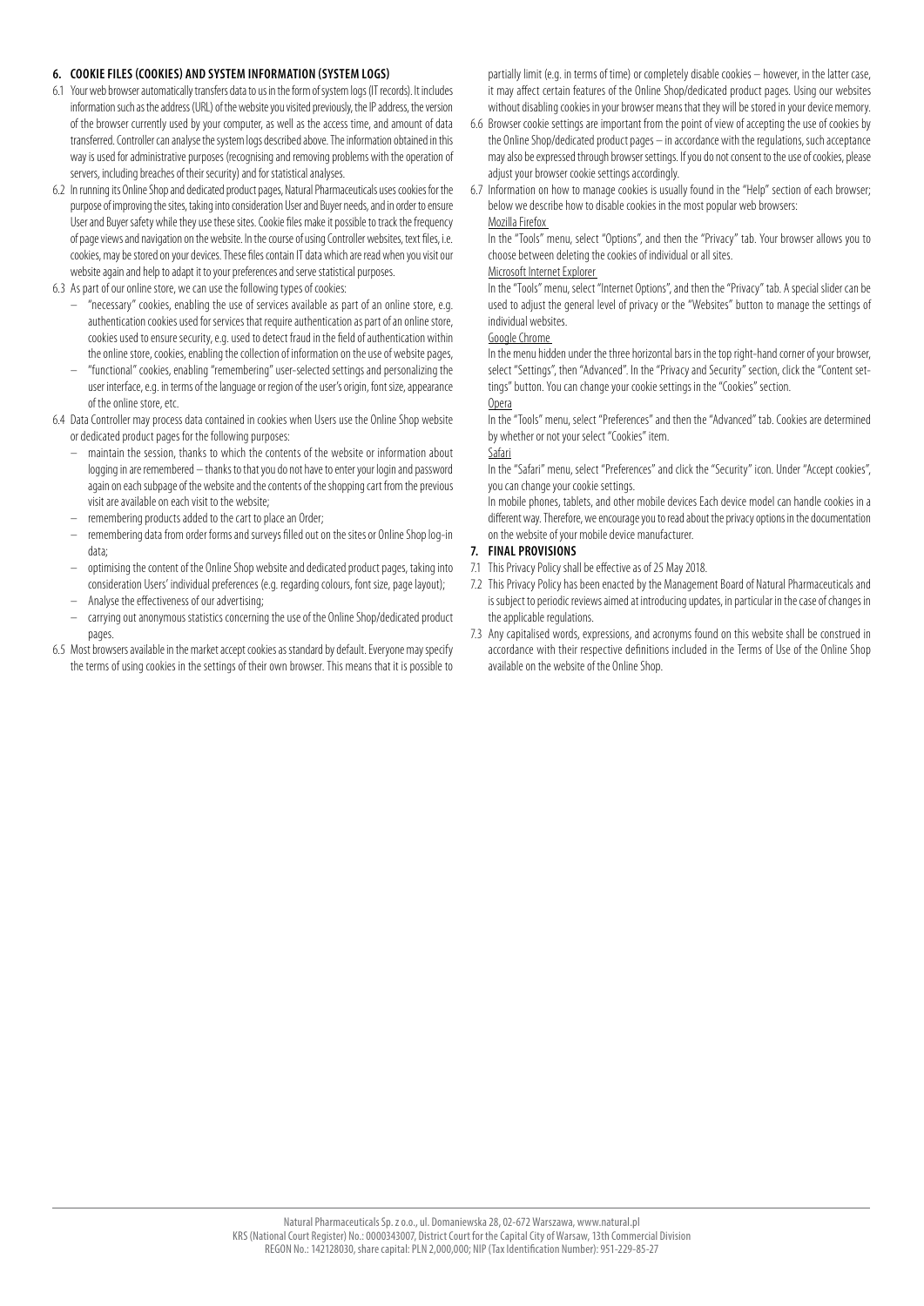## 6. COOKIE FILES (COOKIES) AND SYSTEM INFORMATION (SYSTEM LOGS)

6.1 Your web browser automatically transfers data to us in the form of system logs (IT records). It includes information such as the address (URL) of the website you visited previously, the IP address, the version of the browser currently used by your computer, as well as the access time, and amount of data transferred. Controller can analyse the system logs described above. The information obtained in this way is used for administrative purposes (recognising and removing problems with the operation of servers, including breaches of their security) and for statistical analyses.

6.2 In running its Online Shop and dedicated product pages, Natural Pharmaceuticals uses cookies for the purpose of improving the sites, taking into consideration User and Buyer needs, and in order to ensure User and Buyer safety while they use these sites. Cookie files make it possible to track the frequency of page views and navigation on the website. In the course of using Controller websites, text files, i.e. cookies, may be stored on your devices. These files contain IT data which are read when you visit our website again and help to adapt it to your preferences and serve statistical purposes.

6.3 As part of our online store, we can use the following types of cookies:

- "necessary" cookies, enabling the use of services available as part of an online store, e.g. authentication cookies used for services that require authentication as part of an online store, cookies used to ensure security, e.g. used to detect fraud in the field of authentication within the online store, cookies, enabling the collection of information on the use of website pages,
- "functional" cookies, enabling "remembering" user-selected settings and personalizing the user interface, e.g. in terms of the language or region of the user's origin, font size, appearance of the online store, etc.

6.4 Data Controller may process data contained in cookies when Users use the Online Shop website or dedicated product pages for the following purposes:

- maintain the session, thanks to which the contents of the website or information about logging in are remembered – thanks to that you do not have to enter your login and password again on each subpage of the website and the contents of the shopping cart from the previous visit are available on each visit to the website;
- remembering products added to the cart to place an Order;
- remembering data from order forms and surveys filled out on the sites or Online Shop log-in data;
- optimising the content of the Online Shop website and dedicated product pages, taking into consideration Users' individual preferences (e.g. regarding colours, font size, page layout);
- Analyse the effectiveness of our advertising;
- carrying out anonymous statistics concerning the use of the Online Shop/dedicated product pages.

6.5 Most browsers available in the market accept cookies as standard by default. Everyone may specify the terms of using cookies in the settings of their own browser. This means that it is possible to partially limit (e.g. in terms of time) or completely disable cookies – however, in the latter case, it may affect certain features of the Online Shop/dedicated product pages. Using our websites without disabling cookies in your browser means that they will be stored in your device memory.

6.6 Browser cookie settings are important from the point of view of accepting the use of cookies by the Online Shop/dedicated product pages – in accordance with the regulations, such acceptance may also be expressed through browser settings. If you do not consent to the use of cookies, please adjust your browser cookie settings accordingly.

6.7 Information on how to manage cookies is usually found in the "Help" section of each browser; below we describe how to disable cookies in the most popular web browsers:

Mozilla Firefox

In the "Tools" menu, select "Options", and then the "Privacy" tab. Your browser allows you to choose between deleting the cookies of individual or all sites.

Microsoft Internet Explorer

In the "Tools" menu, select "Internet Options", and then the "Privacy" tab. A special slider can be used to adjust the general level of privacy or the "Websites" button to manage the settings of individual websites.

Google Chrome

In the menu hidden under the three horizontal bars in the top right-hand corner of your browser, select "Settings", then "Advanced". In the "Privacy and Security" section, click the "Content settings" button. You can change your cookie settings in the "Cookies" section.

Opera

In the "Tools" menu, select "Preferences" and then the "Advanced" tab. Cookies are determined by whether or not your select "Cookies" item.

Safari

In the "Safari" menu, select "Preferences" and click the "Security" icon. Under "Accept cookies", you can change your cookie settings.

In mobile phones, tablets, and other mobile devices Each device model can handle cookies in a different way. Therefore, we encourage you to read about the privacy options in the documentation on the website of your mobile device manufacturer.

## 7. FINAL PROVISIONS

7.1 This Privacy Policy shall be effective as of 25 May 2018.

7.2 This Privacy Policy has been enacted by the Management Board of Natural Pharmaceuticals and is subject to periodic reviews aimed at introducing updates, in particular in the case of changes in the applicable regulations.

7.3 Any capitalised words, expressions, and acronyms found on this website shall be construed in accordance with their respective definitions included in the Terms of Use of the Online Shop available on the website of the Online Shop.